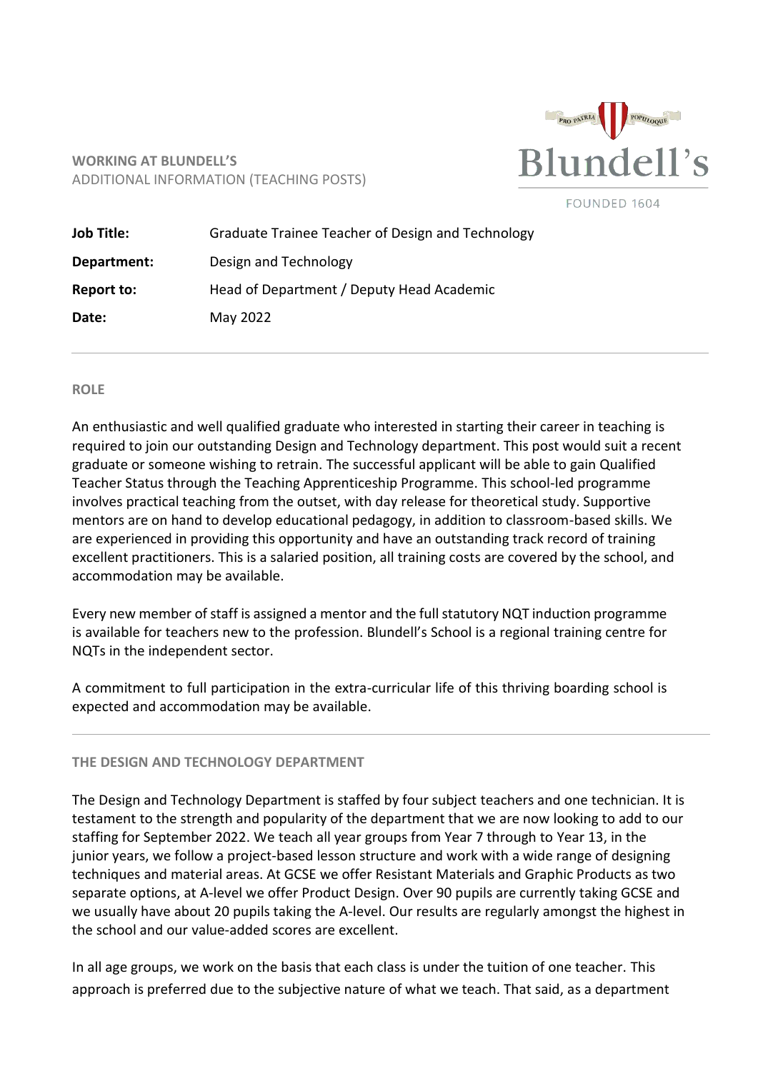**WORKING AT BLUNDELL'S**
ADDITIONAL INFORMATION (TEACHING POSTS)

PRO PATRIA POPULOQUE
Blundell's
FOUNDED 1604

| | |
|---|---|
| **Job Title:** | Graduate Trainee Teacher of Design and Technology |
| **Department:** | Design and Technology |
| **Report to:** | Head of Department / Deputy Head Academic |
| **Date:** | May 2022 |

## ROLE

An enthusiastic and well qualified graduate who interested in starting their career in teaching is required to join our outstanding Design and Technology department. This post would suit a recent graduate or someone wishing to retrain. The successful applicant will be able to gain Qualified Teacher Status through the Teaching Apprenticeship Programme. This school-led programme involves practical teaching from the outset, with day release for theoretical study. Supportive mentors are on hand to develop educational pedagogy, in addition to classroom-based skills. We are experienced in providing this opportunity and have an outstanding track record of training excellent practitioners. This is a salaried position, all training costs are covered by the school, and accommodation may be available.

Every new member of staff is assigned a mentor and the full statutory NQT induction programme is available for teachers new to the profession. Blundell's School is a regional training centre for NQTs in the independent sector.

A commitment to full participation in the extra-curricular life of this thriving boarding school is expected and accommodation may be available.

## THE DESIGN AND TECHNOLOGY DEPARTMENT

The Design and Technology Department is staffed by four subject teachers and one technician. It is testament to the strength and popularity of the department that we are now looking to add to our staffing for September 2022. We teach all year groups from Year 7 through to Year 13, in the junior years, we follow a project-based lesson structure and work with a wide range of designing techniques and material areas. At GCSE we offer Resistant Materials and Graphic Products as two separate options, at A-level we offer Product Design. Over 90 pupils are currently taking GCSE and we usually have about 20 pupils taking the A-level. Our results are regularly amongst the highest in the school and our value-added scores are excellent.

In all age groups, we work on the basis that each class is under the tuition of one teacher. This approach is preferred due to the subjective nature of what we teach. That said, as a department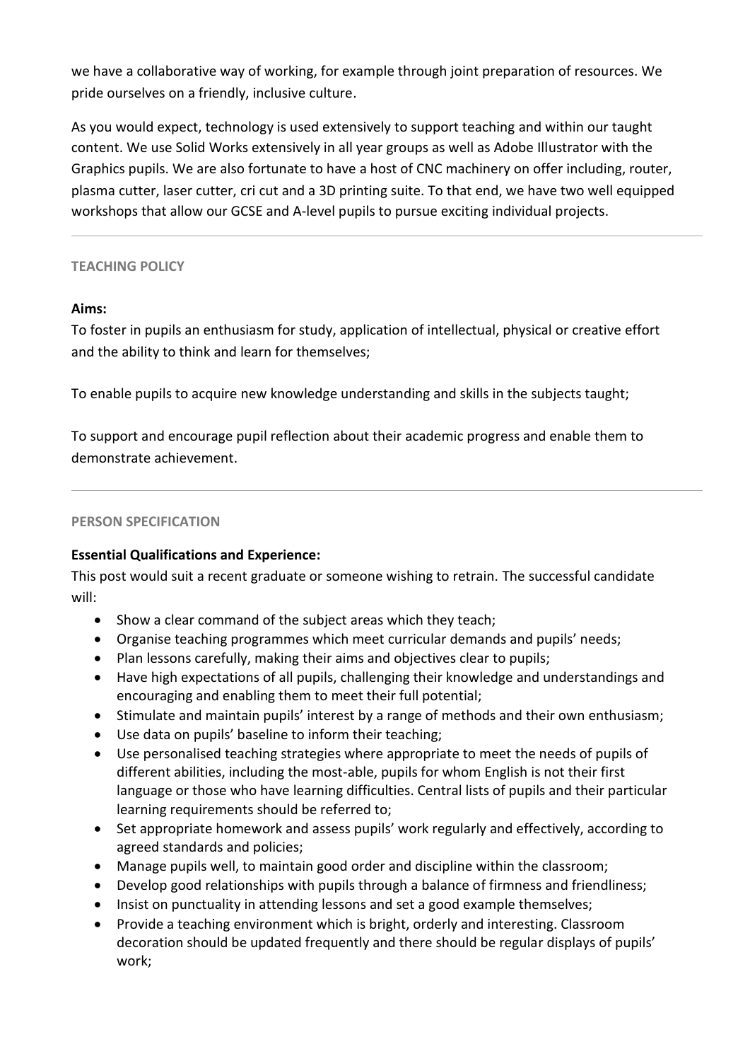we have a collaborative way of working, for example through joint preparation of resources. We pride ourselves on a friendly, inclusive culture.

As you would expect, technology is used extensively to support teaching and within our taught content. We use Solid Works extensively in all year groups as well as Adobe Illustrator with the Graphics pupils. We are also fortunate to have a host of CNC machinery on offer including, router, plasma cutter, laser cutter, cri cut and a 3D printing suite. To that end, we have two well equipped workshops that allow our GCSE and A-level pupils to pursue exciting individual projects.

---

## TEACHING POLICY

**Aims:**

To foster in pupils an enthusiasm for study, application of intellectual, physical or creative effort and the ability to think and learn for themselves;

To enable pupils to acquire new knowledge understanding and skills in the subjects taught;

To support and encourage pupil reflection about their academic progress and enable them to demonstrate achievement.

---

## PERSON SPECIFICATION

**Essential Qualifications and Experience:**

This post would suit a recent graduate or someone wishing to retrain. The successful candidate will:

- Show a clear command of the subject areas which they teach;
- Organise teaching programmes which meet curricular demands and pupils' needs;
- Plan lessons carefully, making their aims and objectives clear to pupils;
- Have high expectations of all pupils, challenging their knowledge and understandings and encouraging and enabling them to meet their full potential;
- Stimulate and maintain pupils' interest by a range of methods and their own enthusiasm;
- Use data on pupils' baseline to inform their teaching;
- Use personalised teaching strategies where appropriate to meet the needs of pupils of different abilities, including the most-able, pupils for whom English is not their first language or those who have learning difficulties. Central lists of pupils and their particular learning requirements should be referred to;
- Set appropriate homework and assess pupils' work regularly and effectively, according to agreed standards and policies;
- Manage pupils well, to maintain good order and discipline within the classroom;
- Develop good relationships with pupils through a balance of firmness and friendliness;
- Insist on punctuality in attending lessons and set a good example themselves;
- Provide a teaching environment which is bright, orderly and interesting. Classroom decoration should be updated frequently and there should be regular displays of pupils' work;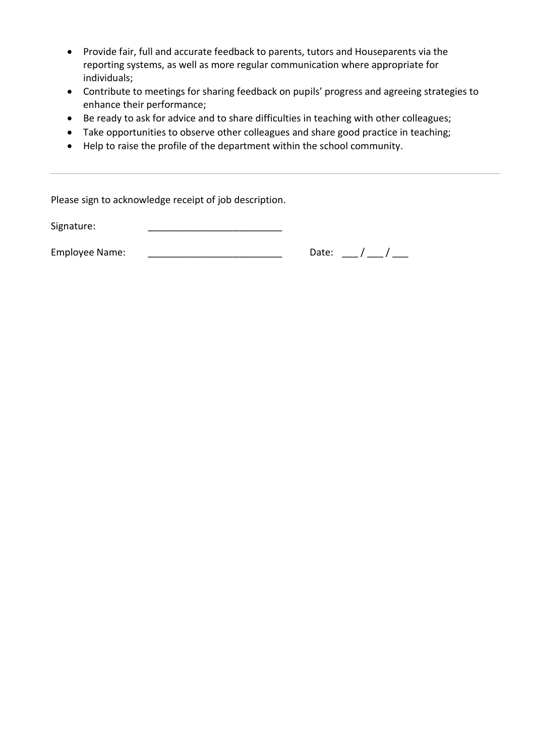- Provide fair, full and accurate feedback to parents, tutors and Houseparents via the reporting systems, as well as more regular communication where appropriate for individuals;
- Contribute to meetings for sharing feedback on pupils' progress and agreeing strategies to enhance their performance;
- Be ready to ask for advice and to share difficulties in teaching with other colleagues;
- Take opportunities to observe other colleagues and share good practice in teaching;
- Help to raise the profile of the department within the school community.

---

Please sign to acknowledge receipt of job description.

Signature: _________________________

Employee Name: _________________________ Date: ___ / ___ / ___